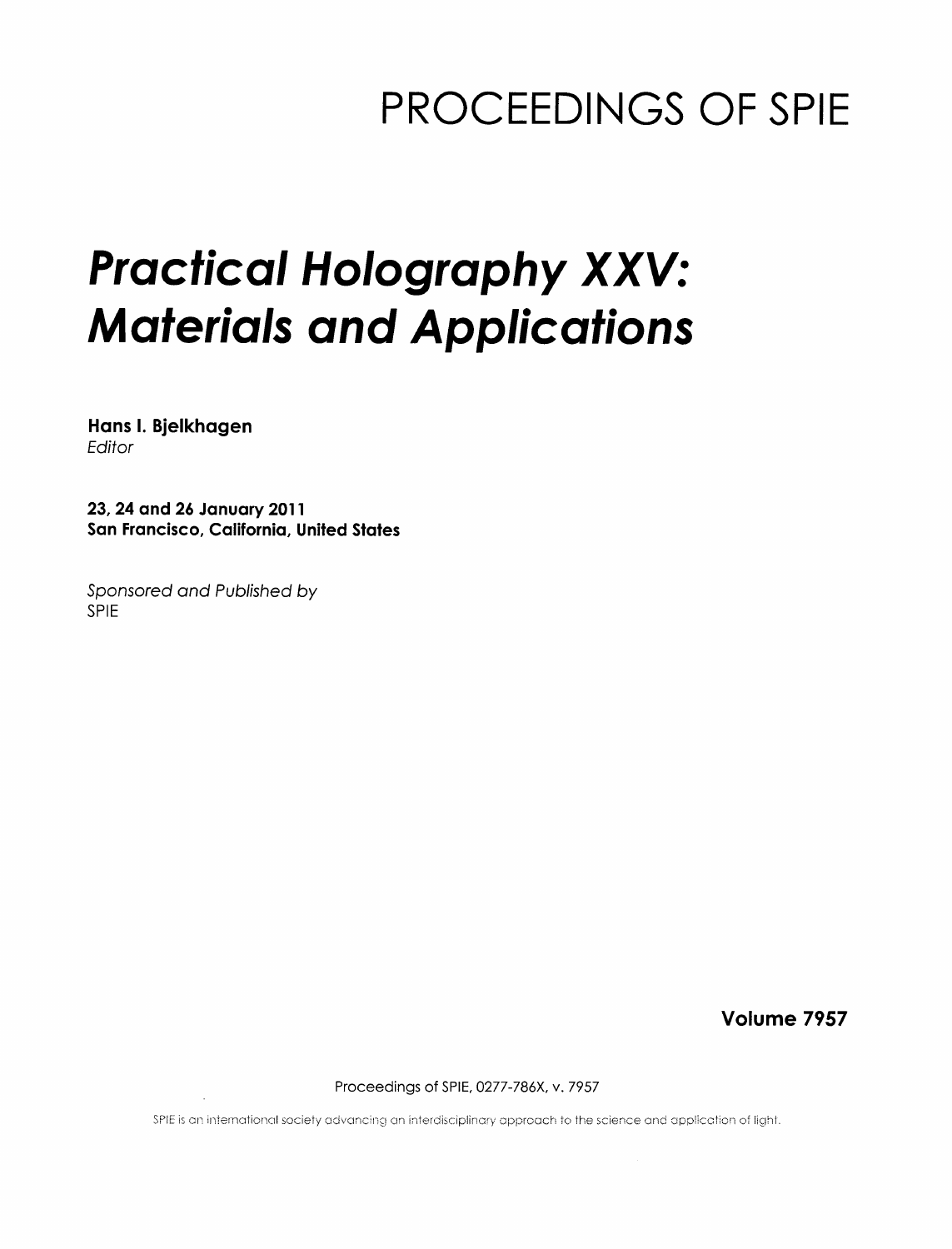# PROCEEDINGS OF SPIE

# *Practical Holography XXV: Materials and Applications*

**Hans I. Bjelkhagen**
*Editor*

**23, 24 and 26 January 2011**
**San Francisco, California, United States**

*Sponsored and Published by*
SPIE

**Volume 7957**

Proceedings of SPIE, 0277-786X, v. 7957

SPIE is an international society advancing an interdisciplinary approach to the science and application of light.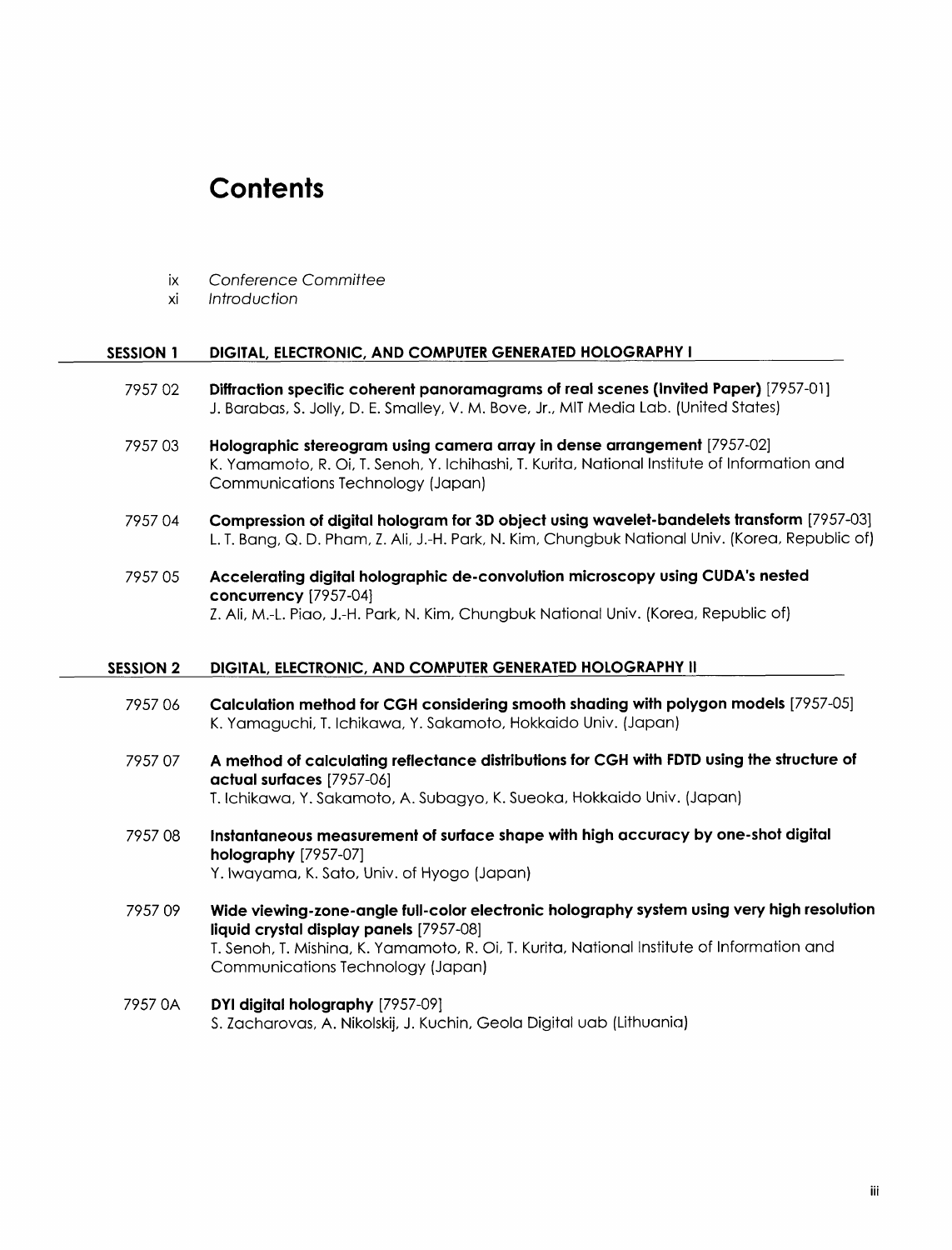# Contents

ix *Conference Committee*

xi *Introduction*

## SESSION 1 DIGITAL, ELECTRONIC, AND COMPUTER GENERATED HOLOGRAPHY I

7957 02 **Diffraction specific coherent panoramagrams of real scenes (Invited Paper)** [7957-01]
J. Barabas, S. Jolly, D. E. Smalley, V. M. Bove, Jr., MIT Media Lab. (United States)

7957 03 **Holographic stereogram using camera array in dense arrangement** [7957-02]
K. Yamamoto, R. Oi, T. Senoh, Y. Ichihashi, T. Kurita, National Institute of Information and Communications Technology (Japan)

7957 04 **Compression of digital hologram for 3D object using wavelet-bandelets transform** [7957-03]
L. T. Bang, Q. D. Pham, Z. Ali, J.-H. Park, N. Kim, Chungbuk National Univ. (Korea, Republic of)

7957 05 **Accelerating digital holographic de-convolution microscopy using CUDA's nested concurrency** [7957-04]
Z. Ali, M.-L. Piao, J.-H. Park, N. Kim, Chungbuk National Univ. (Korea, Republic of)

## SESSION 2 DIGITAL, ELECTRONIC, AND COMPUTER GENERATED HOLOGRAPHY II

7957 06 **Calculation method for CGH considering smooth shading with polygon models** [7957-05]
K. Yamaguchi, T. Ichikawa, Y. Sakamoto, Hokkaido Univ. (Japan)

7957 07 **A method of calculating reflectance distributions for CGH with FDTD using the structure of actual surfaces** [7957-06]
T. Ichikawa, Y. Sakamoto, A. Subagyo, K. Sueoka, Hokkaido Univ. (Japan)

7957 08 **Instantaneous measurement of surface shape with high accuracy by one-shot digital holography** [7957-07]
Y. Iwayama, K. Sato, Univ. of Hyogo (Japan)

7957 09 **Wide viewing-zone-angle full-color electronic holography system using very high resolution liquid crystal display panels** [7957-08]
T. Senoh, T. Mishina, K. Yamamoto, R. Oi, T. Kurita, National Institute of Information and Communications Technology (Japan)

7957 0A **DYI digital holography** [7957-09]
S. Zacharovas, A. Nikolskij, J. Kuchin, Geola Digital uab (Lithuania)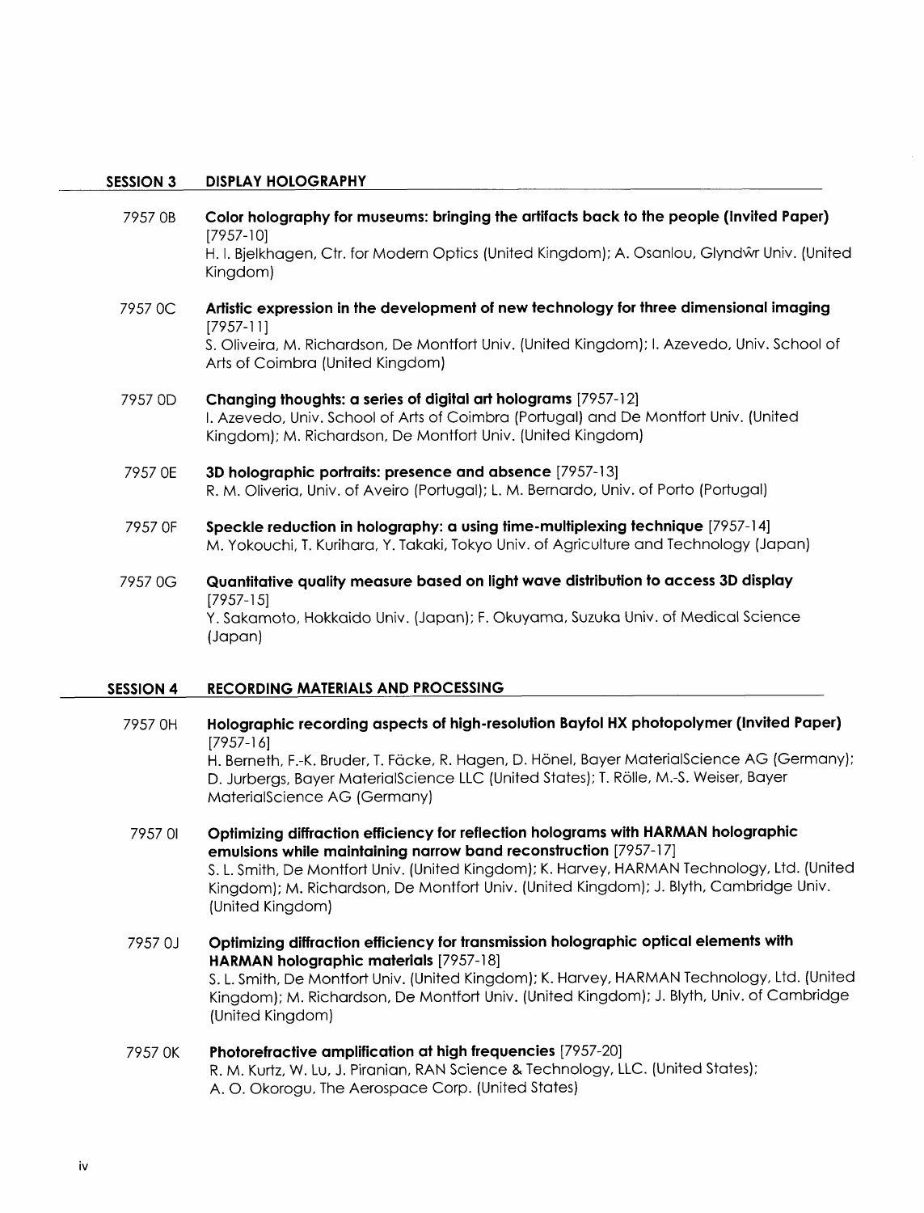## SESSION 3 DISPLAY HOLOGRAPHY

7957 0B **Color holography for museums: bringing the artifacts back to the people (Invited Paper)** [7957-10]
H. I. Bjelkhagen, Ctr. for Modern Optics (United Kingdom); A. Osanlou, Glyndŵr Univ. (United Kingdom)

7957 0C **Artistic expression in the development of new technology for three dimensional imaging** [7957-11]
S. Oliveira, M. Richardson, De Montfort Univ. (United Kingdom); I. Azevedo, Univ. School of Arts of Coimbra (United Kingdom)

7957 0D **Changing thoughts: a series of digital art holograms** [7957-12]
I. Azevedo, Univ. School of Arts of Coimbra (Portugal) and De Montfort Univ. (United Kingdom); M. Richardson, De Montfort Univ. (United Kingdom)

7957 0E **3D holographic portraits: presence and absence** [7957-13]
R. M. Oliveria, Univ. of Aveiro (Portugal); L. M. Bernardo, Univ. of Porto (Portugal)

7957 0F **Speckle reduction in holography: a using time-multiplexing technique** [7957-14]
M. Yokouchi, T. Kurihara, Y. Takaki, Tokyo Univ. of Agriculture and Technology (Japan)

7957 0G **Quantitative quality measure based on light wave distribution to access 3D display** [7957-15]
Y. Sakamoto, Hokkaido Univ. (Japan); F. Okuyama, Suzuka Univ. of Medical Science (Japan)

## SESSION 4 RECORDING MATERIALS AND PROCESSING

7957 0H **Holographic recording aspects of high-resolution Bayfol HX photopolymer (Invited Paper)** [7957-16]
H. Berneth, F.-K. Bruder, T. Fäcke, R. Hagen, D. Hönel, Bayer MaterialScience AG (Germany); D. Jurbergs, Bayer MaterialScience LLC (United States); T. Rölle, M.-S. Weiser, Bayer MaterialScience AG (Germany)

7957 0I **Optimizing diffraction efficiency for reflection holograms with HARMAN holographic emulsions while maintaining narrow band reconstruction** [7957-17]
S. L. Smith, De Montfort Univ. (United Kingdom); K. Harvey, HARMAN Technology, Ltd. (United Kingdom); M. Richardson, De Montfort Univ. (United Kingdom); J. Blyth, Cambridge Univ. (United Kingdom)

7957 0J **Optimizing diffraction efficiency for transmission holographic optical elements with HARMAN holographic materials** [7957-18]
S. L. Smith, De Montfort Univ. (United Kingdom); K. Harvey, HARMAN Technology, Ltd. (United Kingdom); M. Richardson, De Montfort Univ. (United Kingdom); J. Blyth, Univ. of Cambridge (United Kingdom)

7957 0K **Photorefractive amplification at high frequencies** [7957-20]
R. M. Kurtz, W. Lu, J. Piranian, RAN Science & Technology, LLC. (United States); A. O. Okorogu, The Aerospace Corp. (United States)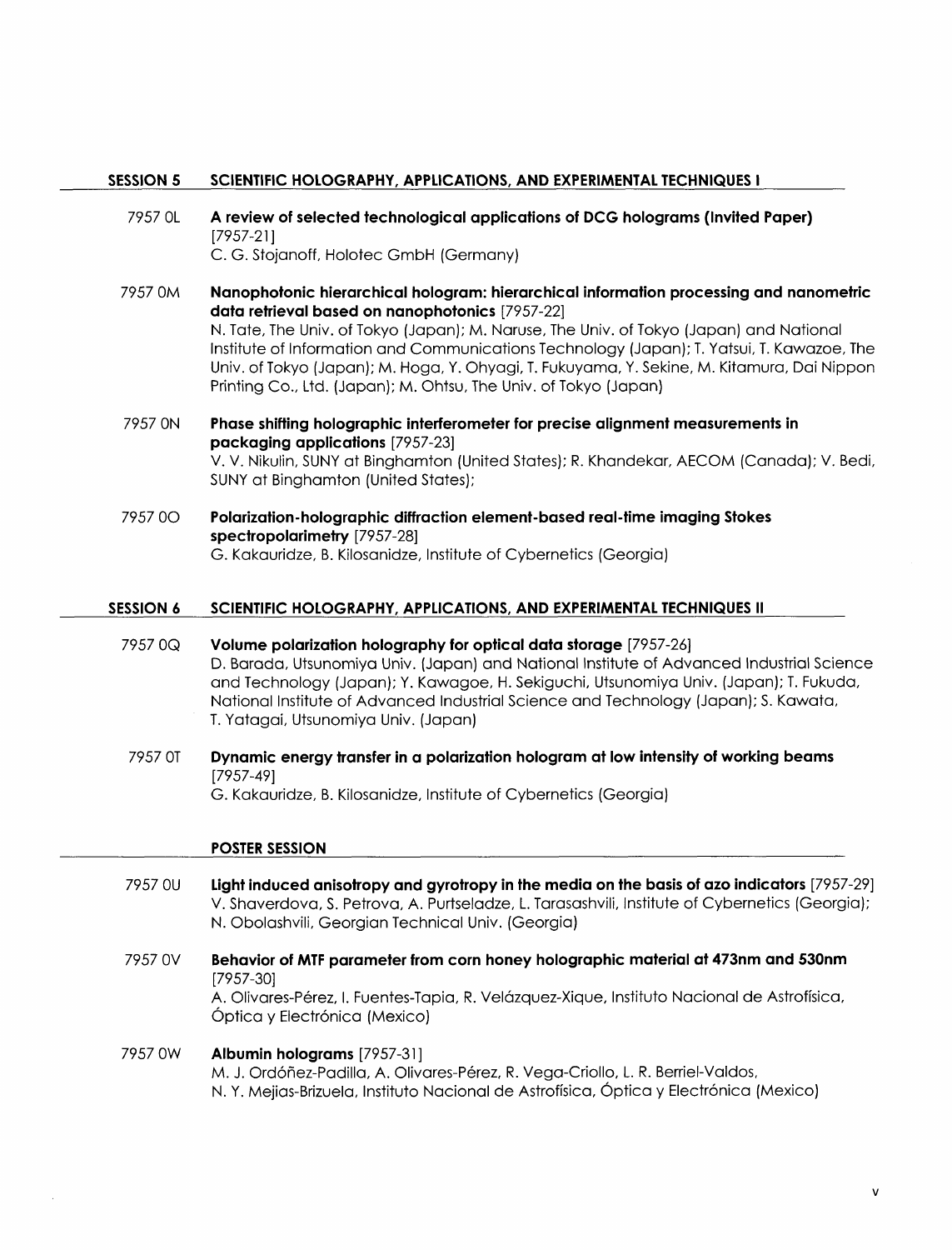## SESSION 5 SCIENTIFIC HOLOGRAPHY, APPLICATIONS, AND EXPERIMENTAL TECHNIQUES I

7957 0L **A review of selected technological applications of DCG holograms (Invited Paper)** [7957-21]
C. G. Stojanoff, Holotec GmbH (Germany)

7957 0M **Nanophotonic hierarchical hologram: hierarchical information processing and nanometric data retrieval based on nanophotonics** [7957-22]
N. Tate, The Univ. of Tokyo (Japan); M. Naruse, The Univ. of Tokyo (Japan) and National Institute of Information and Communications Technology (Japan); T. Yatsui, T. Kawazoe, The Univ. of Tokyo (Japan); M. Hoga, Y. Ohyagi, T. Fukuyama, Y. Sekine, M. Kitamura, Dai Nippon Printing Co., Ltd. (Japan); M. Ohtsu, The Univ. of Tokyo (Japan)

7957 0N **Phase shifting holographic interferometer for precise alignment measurements in packaging applications** [7957-23]
V. V. Nikulin, SUNY at Binghamton (United States); R. Khandekar, AECOM (Canada); V. Bedi, SUNY at Binghamton (United States);

7957 0O **Polarization-holographic diffraction element-based real-time imaging Stokes spectropolarimetry** [7957-28]
G. Kakauridze, B. Kilosanidze, Institute of Cybernetics (Georgia)

## SESSION 6 SCIENTIFIC HOLOGRAPHY, APPLICATIONS, AND EXPERIMENTAL TECHNIQUES II

7957 0Q **Volume polarization holography for optical data storage** [7957-26]
D. Barada, Utsunomiya Univ. (Japan) and National Institute of Advanced Industrial Science and Technology (Japan); Y. Kawagoe, H. Sekiguchi, Utsunomiya Univ. (Japan); T. Fukuda, National Institute of Advanced Industrial Science and Technology (Japan); S. Kawata, T. Yatagai, Utsunomiya Univ. (Japan)

7957 0T **Dynamic energy transfer in a polarization hologram at low intensity of working beams** [7957-49]
G. Kakauridze, B. Kilosanidze, Institute of Cybernetics (Georgia)

## POSTER SESSION

7957 0U **Light induced anisotropy and gyrotropy in the media on the basis of azo indicators** [7957-29]
V. Shaverdova, S. Petrova, A. Purtseladze, L. Tarasashvili, Institute of Cybernetics (Georgia); N. Obolashvili, Georgian Technical Univ. (Georgia)

7957 0V **Behavior of MTF parameter from corn honey holographic material at 473nm and 530nm** [7957-30]
A. Olivares-Pérez, I. Fuentes-Tapia, R. Velázquez-Xique, Instituto Nacional de Astrofísica, Óptica y Electrónica (Mexico)

7957 0W **Albumin holograms** [7957-31]
M. J. Ordóñez-Padilla, A. Olivares-Pérez, R. Vega-Criollo, L. R. Berriel-Valdos, N. Y. Mejias-Brizuela, Instituto Nacional de Astrofísica, Óptica y Electrónica (Mexico)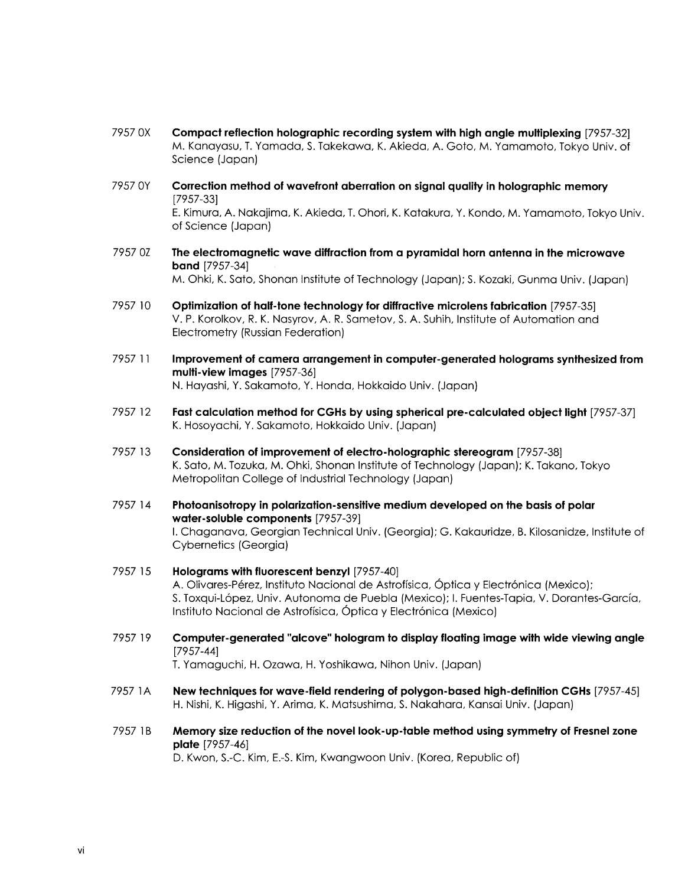7957 0X **Compact reflection holographic recording system with high angle multiplexing** [7957-32]
M. Kanayasu, T. Yamada, S. Takekawa, K. Akieda, A. Goto, M. Yamamoto, Tokyo Univ. of Science (Japan)

7957 0Y **Correction method of wavefront aberration on signal quality in holographic memory** [7957-33]
E. Kimura, A. Nakajima, K. Akieda, T. Ohori, K. Katakura, Y. Kondo, M. Yamamoto, Tokyo Univ. of Science (Japan)

7957 0Z **The electromagnetic wave diffraction from a pyramidal horn antenna in the microwave band** [7957-34]
M. Ohki, K. Sato, Shonan Institute of Technology (Japan); S. Kozaki, Gunma Univ. (Japan)

7957 10 **Optimization of half-tone technology for diffractive microlens fabrication** [7957-35]
V. P. Korolkov, R. K. Nasyrov, A. R. Sametov, S. A. Suhih, Institute of Automation and Electrometry (Russian Federation)

7957 11 **Improvement of camera arrangement in computer-generated holograms synthesized from multi-view images** [7957-36]
N. Hayashi, Y. Sakamoto, Y. Honda, Hokkaido Univ. (Japan)

7957 12 **Fast calculation method for CGHs by using spherical pre-calculated object light** [7957-37]
K. Hosoyachi, Y. Sakamoto, Hokkaido Univ. (Japan)

7957 13 **Consideration of improvement of electro-holographic stereogram** [7957-38]
K. Sato, M. Tozuka, M. Ohki, Shonan Institute of Technology (Japan); K. Takano, Tokyo Metropolitan College of Industrial Technology (Japan)

7957 14 **Photoanisotropy in polarization-sensitive medium developed on the basis of polar water-soluble components** [7957-39]
I. Chaganava, Georgian Technical Univ. (Georgia); G. Kakauridze, B. Kilosanidze, Institute of Cybernetics (Georgia)

7957 15 **Holograms with fluorescent benzyl** [7957-40]
A. Olivares-Pérez, Instituto Nacional de Astrofísica, Óptica y Electrónica (Mexico); S. Toxqui-López, Univ. Autonoma de Puebla (Mexico); I. Fuentes-Tapia, V. Dorantes-García, Instituto Nacional de Astrofísica, Óptica y Electrónica (Mexico)

7957 19 **Computer-generated "alcove" hologram to display floating image with wide viewing angle** [7957-44]
T. Yamaguchi, H. Ozawa, H. Yoshikawa, Nihon Univ. (Japan)

7957 1A **New techniques for wave-field rendering of polygon-based high-definition CGHs** [7957-45]
H. Nishi, K. Higashi, Y. Arima, K. Matsushima, S. Nakahara, Kansai Univ. (Japan)

7957 1B **Memory size reduction of the novel look-up-table method using symmetry of Fresnel zone plate** [7957-46]
D. Kwon, S.-C. Kim, E.-S. Kim, Kwangwoon Univ. (Korea, Republic of)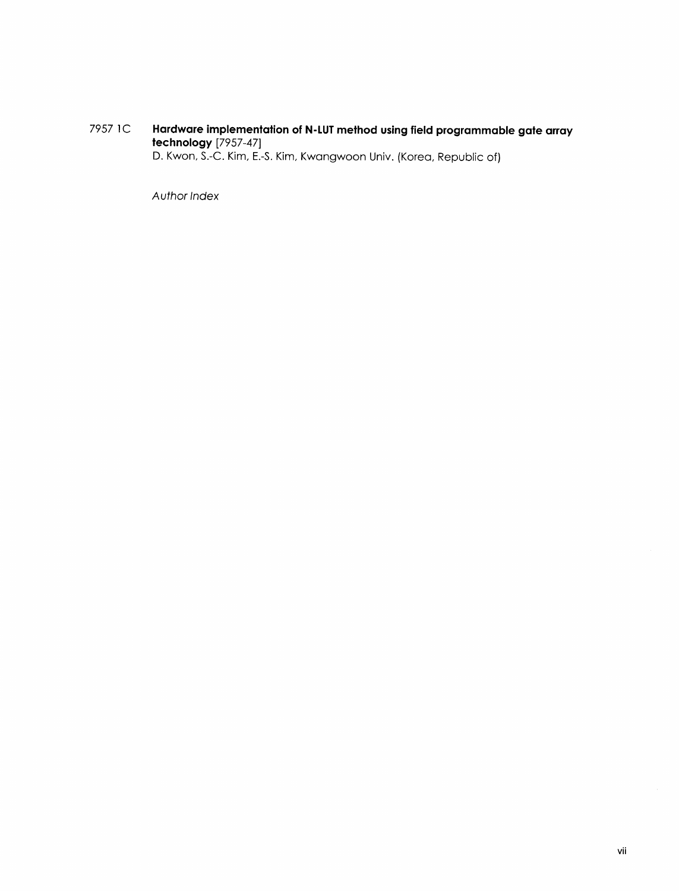7957 1C **Hardware implementation of N-LUT method using field programmable gate array technology** [7957-47]
D. Kwon, S.-C. Kim, E.-S. Kim, Kwangwoon Univ. (Korea, Republic of)

*Author Index*